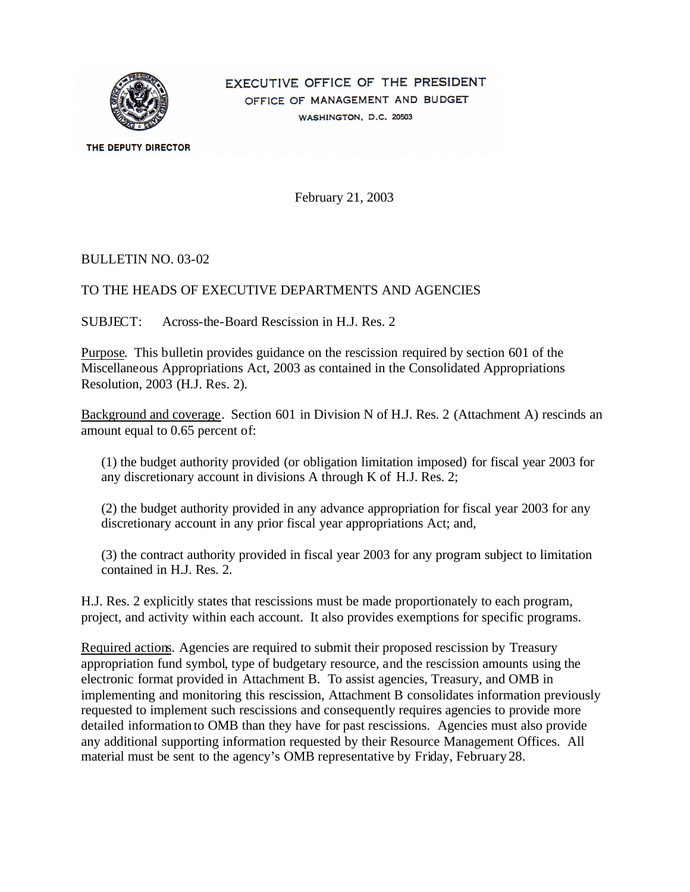EXECUTIVE OFFICE OF THE PRESIDENT
OFFICE OF MANAGEMENT AND BUDGET
WASHINGTON, D.C. 20503

THE DEPUTY DIRECTOR

February 21, 2003

BULLETIN NO. 03-02

TO THE HEADS OF EXECUTIVE DEPARTMENTS AND AGENCIES

SUBJECT: Across-the-Board Rescission in H.J. Res. 2

Purpose. This bulletin provides guidance on the rescission required by section 601 of the Miscellaneous Appropriations Act, 2003 as contained in the Consolidated Appropriations Resolution, 2003 (H.J. Res. 2).

Background and coverage. Section 601 in Division N of H.J. Res. 2 (Attachment A) rescinds an amount equal to 0.65 percent of:

(1) the budget authority provided (or obligation limitation imposed) for fiscal year 2003 for any discretionary account in divisions A through K of H.J. Res. 2;

(2) the budget authority provided in any advance appropriation for fiscal year 2003 for any discretionary account in any prior fiscal year appropriations Act; and,

(3) the contract authority provided in fiscal year 2003 for any program subject to limitation contained in H.J. Res. 2.

H.J. Res. 2 explicitly states that rescissions must be made proportionately to each program, project, and activity within each account. It also provides exemptions for specific programs.

Required actions. Agencies are required to submit their proposed rescission by Treasury appropriation fund symbol, type of budgetary resource, and the rescission amounts using the electronic format provided in Attachment B. To assist agencies, Treasury, and OMB in implementing and monitoring this rescission, Attachment B consolidates information previously requested to implement such rescissions and consequently requires agencies to provide more detailed information to OMB than they have for past rescissions. Agencies must also provide any additional supporting information requested by their Resource Management Offices. All material must be sent to the agency's OMB representative by Friday, February 28.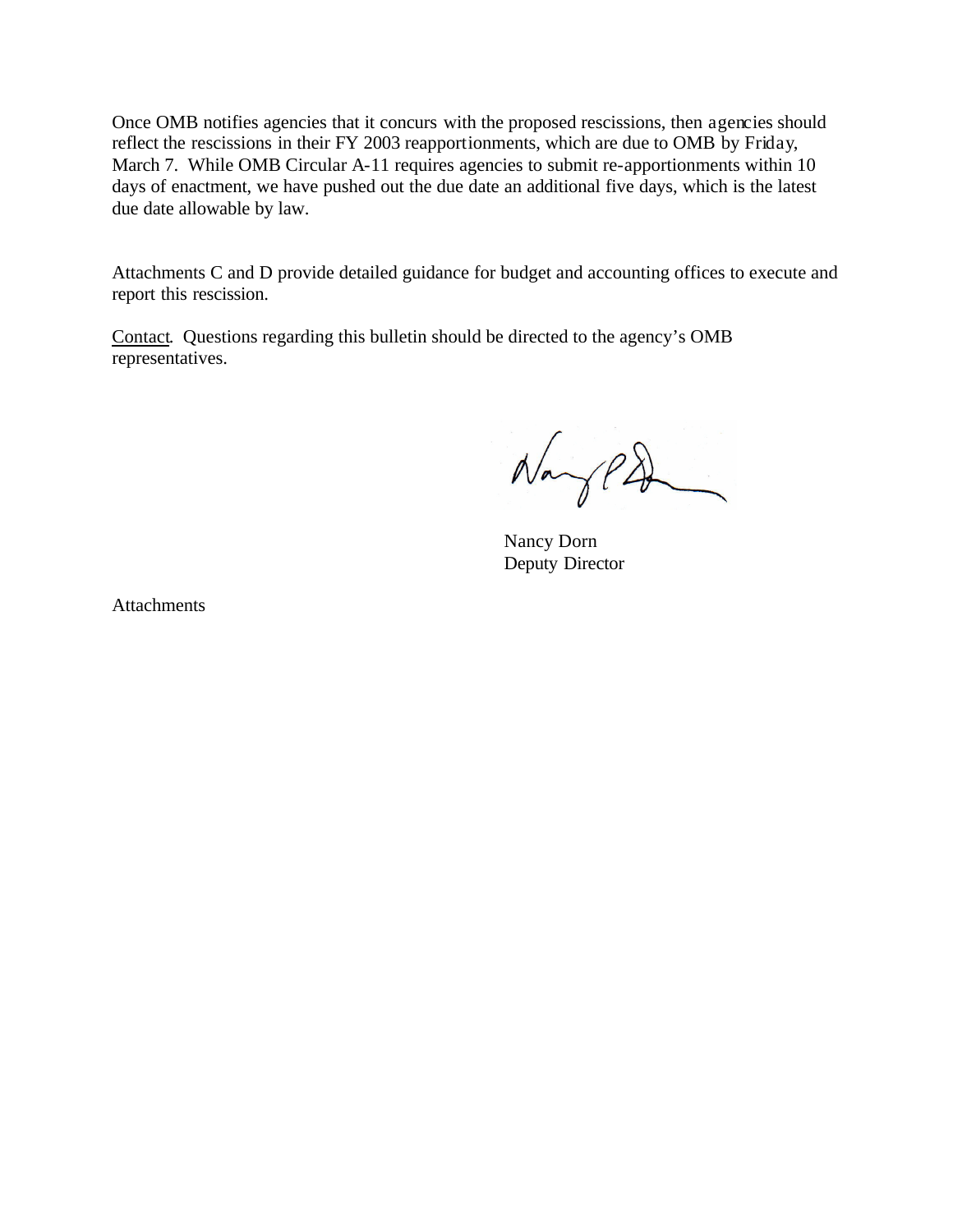Once OMB notifies agencies that it concurs with the proposed rescissions, then agencies should reflect the rescissions in their FY 2003 reapportionments, which are due to OMB by Friday, March 7. While OMB Circular A-11 requires agencies to submit re-apportionments within 10 days of enactment, we have pushed out the due date an additional five days, which is the latest due date allowable by law.

Attachments C and D provide detailed guidance for budget and accounting offices to execute and report this rescission.

Contact. Questions regarding this bulletin should be directed to the agency's OMB representatives.

Nancy Dorn
Deputy Director

Attachments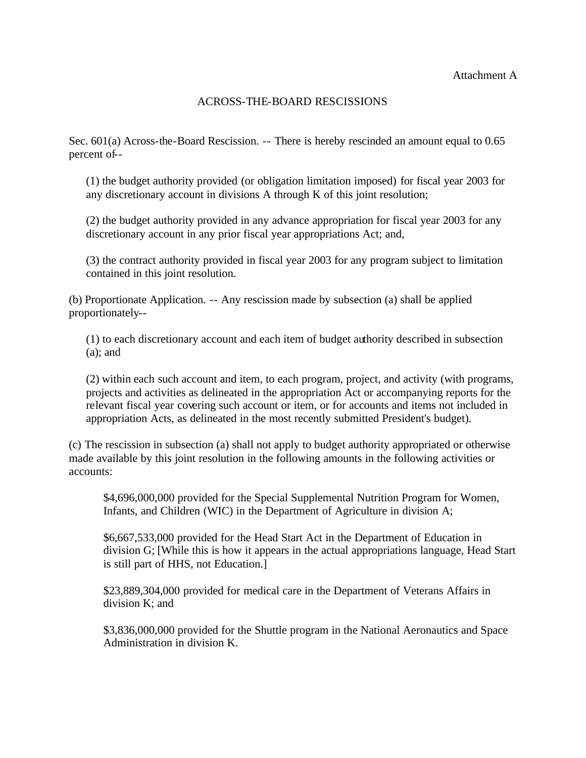Attachment A

## ACROSS-THE-BOARD RESCISSIONS

Sec. 601(a) Across-the-Board Rescission. -- There is hereby rescinded an amount equal to 0.65 percent of--

(1) the budget authority provided (or obligation limitation imposed) for fiscal year 2003 for any discretionary account in divisions A through K of this joint resolution;

(2) the budget authority provided in any advance appropriation for fiscal year 2003 for any discretionary account in any prior fiscal year appropriations Act; and,

(3) the contract authority provided in fiscal year 2003 for any program subject to limitation contained in this joint resolution.

(b) Proportionate Application. -- Any rescission made by subsection (a) shall be applied proportionately--

(1) to each discretionary account and each item of budget authority described in subsection (a); and

(2) within each such account and item, to each program, project, and activity (with programs, projects and activities as delineated in the appropriation Act or accompanying reports for the relevant fiscal year covering such account or item, or for accounts and items not included in appropriation Acts, as delineated in the most recently submitted President's budget).

(c) The rescission in subsection (a) shall not apply to budget authority appropriated or otherwise made available by this joint resolution in the following amounts in the following activities or accounts:

$4,696,000,000 provided for the Special Supplemental Nutrition Program for Women, Infants, and Children (WIC) in the Department of Agriculture in division A;

$6,667,533,000 provided for the Head Start Act in the Department of Education in division G; [While this is how it appears in the actual appropriations language, Head Start is still part of HHS, not Education.]

$23,889,304,000 provided for medical care in the Department of Veterans Affairs in division K; and

$3,836,000,000 provided for the Shuttle program in the National Aeronautics and Space Administration in division K.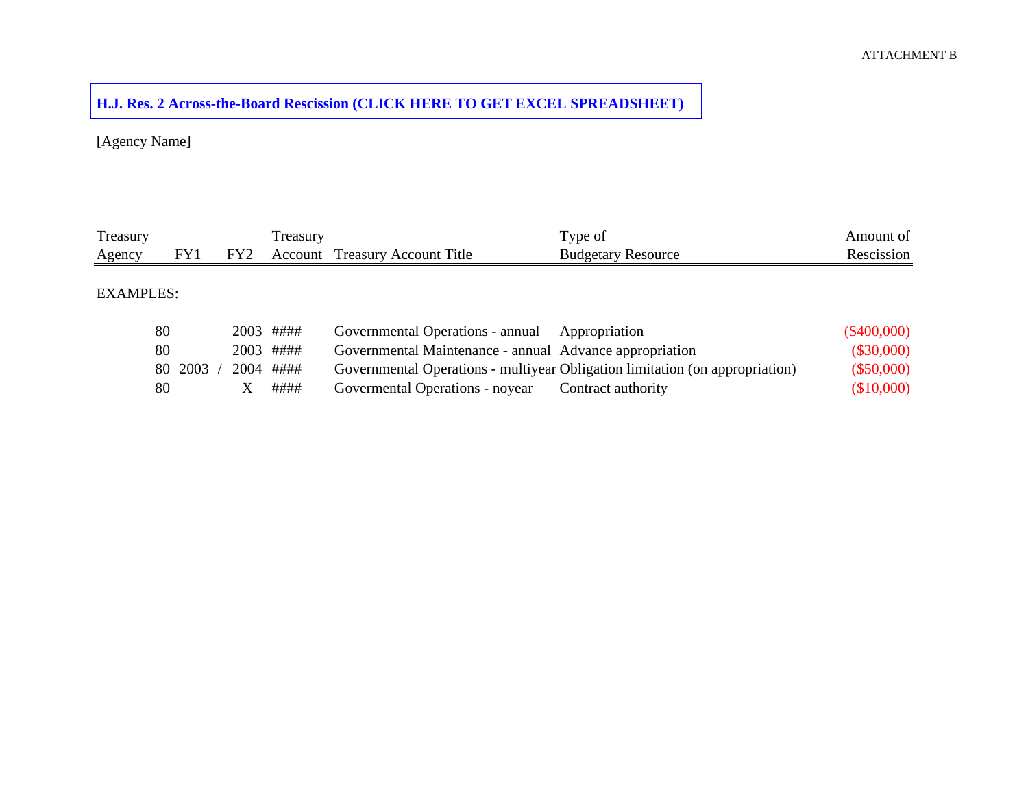ATTACHMENT B

**H.J. Res. 2 Across-the-Board Rescission (CLICK HERE TO GET EXCEL SPREADSHEET)**

[Agency Name]

| Treasury Agency | FY1 | | FY2 | Treasury Account | Treasury Account Title | Type of Budgetary Resource | Amount of Rescission |
|---|---|---|---|---|---|---|---|
| EXAMPLES: | | | | | | | |
| 80 | | | 2003 | #### | Governmental Operations - annual | Appropriation | ($400,000) |
| 80 | | | 2003 | #### | Governmental Maintenance - annual | Advance appropriation | ($30,000) |
| 80 | 2003 | / | 2004 | #### | Governmental Operations - multiyear | Obligation limitation (on appropriation) | ($50,000) |
| 80 | | | X | #### | Govermental Operations - noyear | Contract authority | ($10,000) |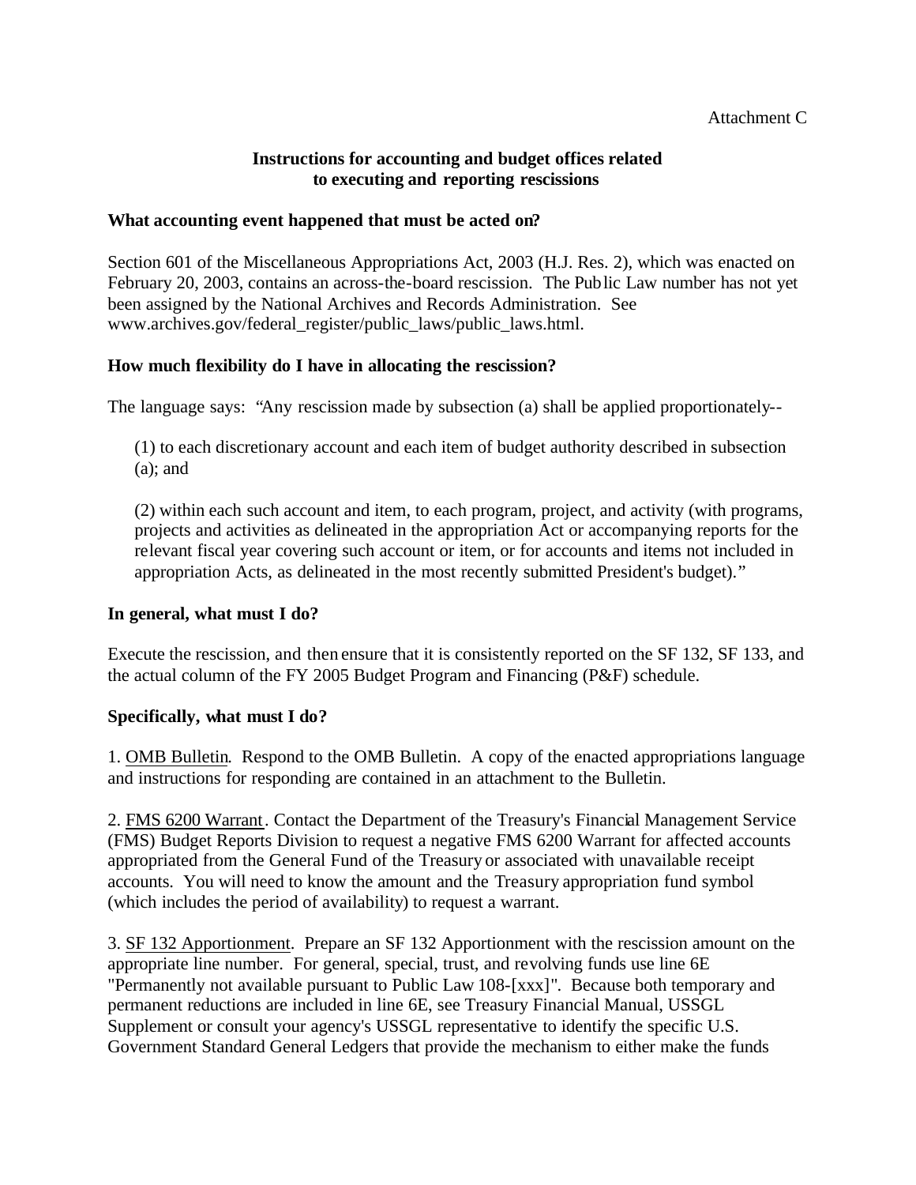Attachment C

**Instructions for accounting and budget offices related to executing and reporting rescissions**

**What accounting event happened that must be acted on?**

Section 601 of the Miscellaneous Appropriations Act, 2003 (H.J. Res. 2), which was enacted on February 20, 2003, contains an across-the-board rescission. The Public Law number has not yet been assigned by the National Archives and Records Administration. See www.archives.gov/federal_register/public_laws/public_laws.html.

**How much flexibility do I have in allocating the rescission?**

The language says: "Any rescission made by subsection (a) shall be applied proportionately--

> (1) to each discretionary account and each item of budget authority described in subsection (a); and
>
> (2) within each such account and item, to each program, project, and activity (with programs, projects and activities as delineated in the appropriation Act or accompanying reports for the relevant fiscal year covering such account or item, or for accounts and items not included in appropriation Acts, as delineated in the most recently submitted President's budget)."

**In general, what must I do?**

Execute the rescission, and then ensure that it is consistently reported on the SF 132, SF 133, and the actual column of the FY 2005 Budget Program and Financing (P&F) schedule.

**Specifically, what must I do?**

1. <u>OMB Bulletin</u>. Respond to the OMB Bulletin. A copy of the enacted appropriations language and instructions for responding are contained in an attachment to the Bulletin.

2. <u>FMS 6200 Warrant</u>. Contact the Department of the Treasury's Financial Management Service (FMS) Budget Reports Division to request a negative FMS 6200 Warrant for affected accounts appropriated from the General Fund of the Treasury or associated with unavailable receipt accounts. You will need to know the amount and the Treasury appropriation fund symbol (which includes the period of availability) to request a warrant.

3. <u>SF 132 Apportionment</u>. Prepare an SF 132 Apportionment with the rescission amount on the appropriate line number. For general, special, trust, and revolving funds use line 6E "Permanently not available pursuant to Public Law 108-[xxx]". Because both temporary and permanent reductions are included in line 6E, see Treasury Financial Manual, USSGL Supplement or consult your agency's USSGL representative to identify the specific U.S. Government Standard General Ledgers that provide the mechanism to either make the funds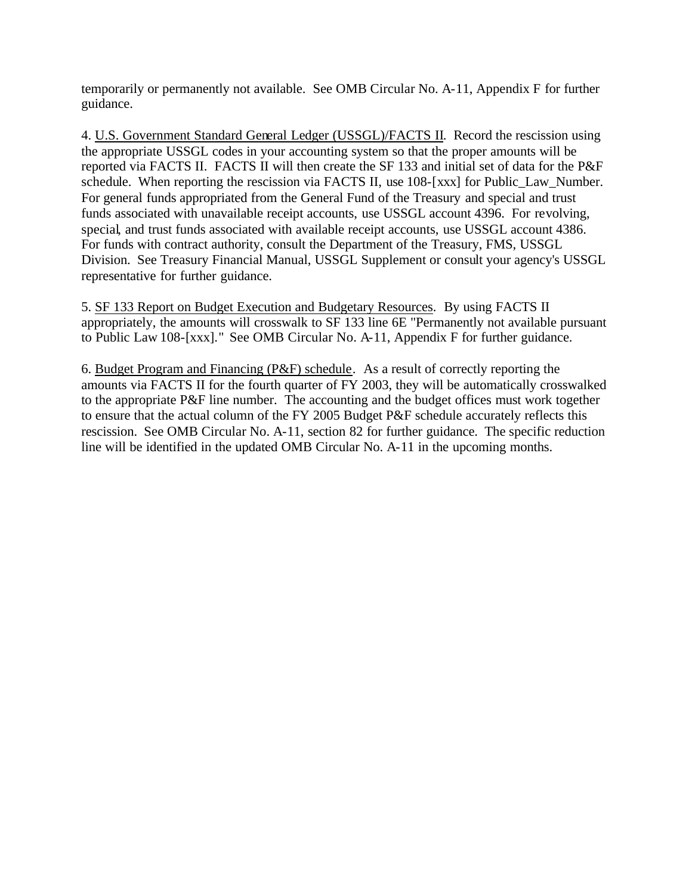temporarily or permanently not available. See OMB Circular No. A-11, Appendix F for further guidance.

4. U.S. Government Standard General Ledger (USSGL)/FACTS II. Record the rescission using the appropriate USSGL codes in your accounting system so that the proper amounts will be reported via FACTS II. FACTS II will then create the SF 133 and initial set of data for the P&F schedule. When reporting the rescission via FACTS II, use 108-[xxx] for Public_Law_Number. For general funds appropriated from the General Fund of the Treasury and special and trust funds associated with unavailable receipt accounts, use USSGL account 4396. For revolving, special, and trust funds associated with available receipt accounts, use USSGL account 4386. For funds with contract authority, consult the Department of the Treasury, FMS, USSGL Division. See Treasury Financial Manual, USSGL Supplement or consult your agency's USSGL representative for further guidance.

5. SF 133 Report on Budget Execution and Budgetary Resources. By using FACTS II appropriately, the amounts will crosswalk to SF 133 line 6E "Permanently not available pursuant to Public Law 108-[xxx]." See OMB Circular No. A-11, Appendix F for further guidance.

6. Budget Program and Financing (P&F) schedule. As a result of correctly reporting the amounts via FACTS II for the fourth quarter of FY 2003, they will be automatically crosswalked to the appropriate P&F line number. The accounting and the budget offices must work together to ensure that the actual column of the FY 2005 Budget P&F schedule accurately reflects this rescission. See OMB Circular No. A-11, section 82 for further guidance. The specific reduction line will be identified in the updated OMB Circular No. A-11 in the upcoming months.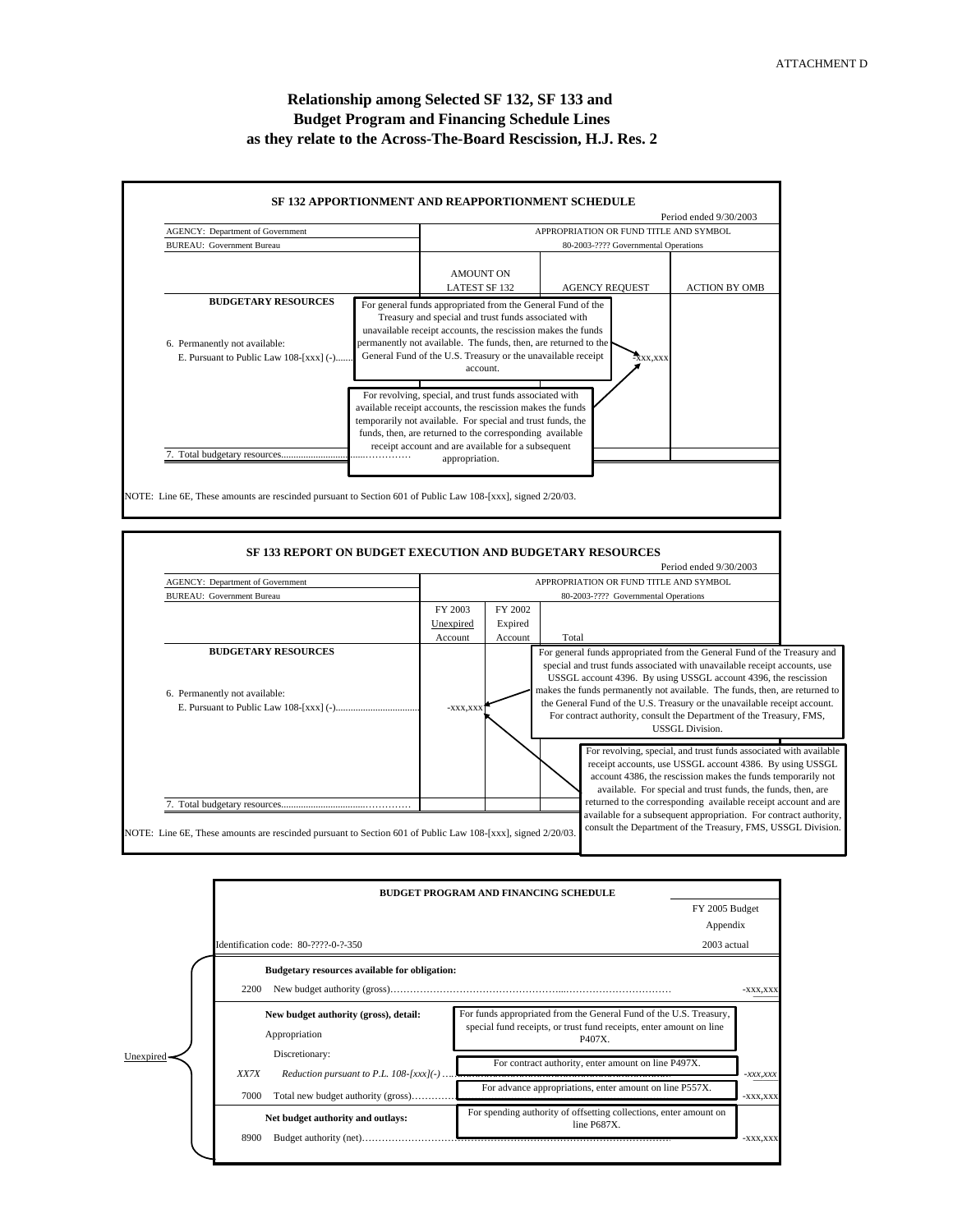ATTACHMENT D

# Relationship among Selected SF 132, SF 133 and Budget Program and Financing Schedule Lines as they relate to the Across-The-Board Rescission, H.J. Res. 2

## SF 132 APPORTIONMENT AND REAPPORTIONMENT SCHEDULE

Period ended 9/30/2003

| AGENCY: Department of Government | APPROPRIATION OR FUND TITLE AND SYMBOL | | |
|---|---|---|---|
| BUREAU: Government Bureau | 80-2003-???? Governmental Operations | | |
| | AMOUNT ON LATEST SF 132 | AGENCY REQUEST | ACTION BY OMB |
| **BUDGETARY RESOURCES** | | | |
| 6. Permanently not available: | | | |
| E. Pursuant to Public Law 108-[xxx] (-)....... | | -xxx,xxx | |
| 7. Total budgetary resources..................................…………… | | | |

For general funds appropriated from the General Fund of the Treasury and special and trust funds associated with unavailable receipt accounts, the rescission makes the funds permanently not available. The funds, then, are returned to the General Fund of the U.S. Treasury or the unavailable receipt account.

For revolving, special, and trust funds associated with available receipt accounts, the rescission makes the funds temporarily not available. For special and trust funds, the funds, then, are returned to the corresponding available receipt account and are available for a subsequent appropriation.

NOTE: Line 6E, These amounts are rescinded pursuant to Section 601 of Public Law 108-[xxx], signed 2/20/03.

## SF 133 REPORT ON BUDGET EXECUTION AND BUDGETARY RESOURCES

Period ended 9/30/2003

| AGENCY: Department of Government | APPROPRIATION OR FUND TITLE AND SYMBOL | | |
|---|---|---|---|
| BUREAU: Government Bureau | 80-2003-???? Governmental Operations | | |
| | FY 2003 Unexpired Account | FY 2002 Expired Account | Total |
| **BUDGETARY RESOURCES** | | | |
| 6. Permanently not available: | | | |
| E. Pursuant to Public Law 108-[xxx] (-)................................. | -xxx,xxx | | |
| 7. Total budgetary resources..................................…………… | | | |

For general funds appropriated from the General Fund of the Treasury and special and trust funds associated with unavailable receipt accounts, use USSGL account 4396. By using USSGL account 4396, the rescission makes the funds permanently not available. The funds, then, are returned to the General Fund of the U.S. Treasury or the unavailable receipt account. For contract authority, consult the Department of the Treasury, FMS, USSGL Division.

For revolving, special, and trust funds associated with available receipt accounts, use USSGL account 4386. By using USSGL account 4386, the rescission makes the funds temporarily not available. For special and trust funds, the funds, then, are returned to the corresponding available receipt account and are available for a subsequent appropriation. For contract authority, consult the Department of the Treasury, FMS, USSGL Division.

NOTE: Line 6E, These amounts are rescinded pursuant to Section 601 of Public Law 108-[xxx], signed 2/20/03.

## BUDGET PROGRAM AND FINANCING SCHEDULE

Identification code: 80-????-0-?-350

FY 2005 Budget Appendix — 2003 actual

Unexpired:

| | | 2003 actual |
|---|---|---|
| | **Budgetary resources available for obligation:** | |
| 2200 | New budget authority (gross)……………………………………………… | -xxx,xxx |
| | **New budget authority (gross), detail:** | |
| | Appropriation | |
| | Discretionary: | |
| *XX7X* | *Reduction pursuant to P.L. 108-[xxx](-)* …… | *-xxx,xxx* |
| 7000 | Total new budget authority (gross)…………… | -xxx,xxx |
| | **Net budget authority and outlays:** | |
| 8900 | Budget authority (net)…………………………… | -xxx,xxx |

For funds appropriated from the General Fund of the U.S. Treasury, special fund receipts, or trust fund receipts, enter amount on line P407X.

For contract authority, enter amount on line P497X.

For advance appropriations, enter amount on line P557X.

For spending authority of offsetting collections, enter amount on line P687X.